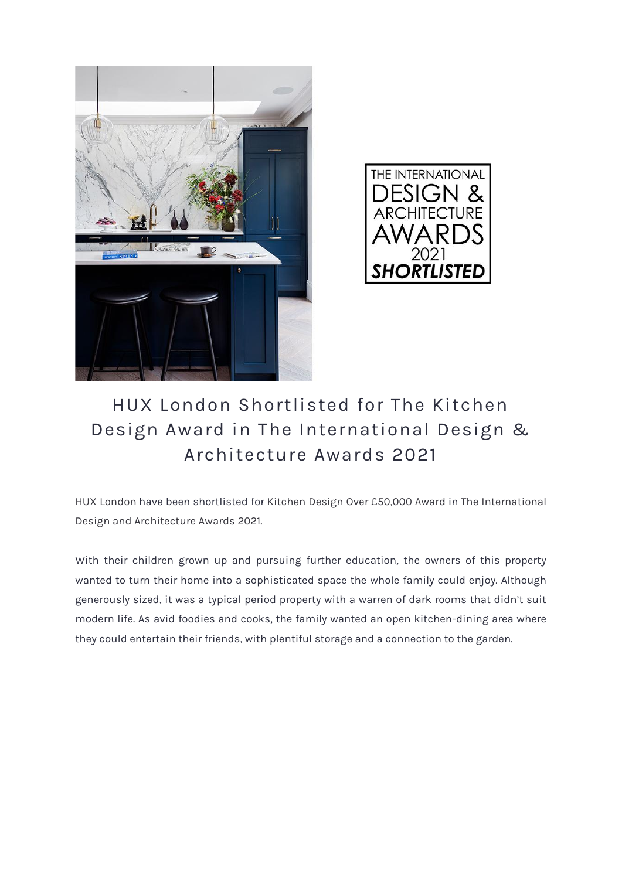# HUX London Shortlisted for The Kitchen Design Award in The International Design & Architecture Awards 2021

HUX London have been shortlisted for Kitchen Design Over £50,000 Award in The International Design and Architecture Awards 2021.

With their children grown up and pursuing further education, the owners of this property wanted to turn their home into a sophisticated space the whole family could enjoy. Although generously sized, it was a typical period property with a warren of dark rooms that didn't suit modern life. As avid foodies and cooks, the family wanted an open kitchen-dining area where they could entertain their friends, with plentiful storage and a connection to the garden.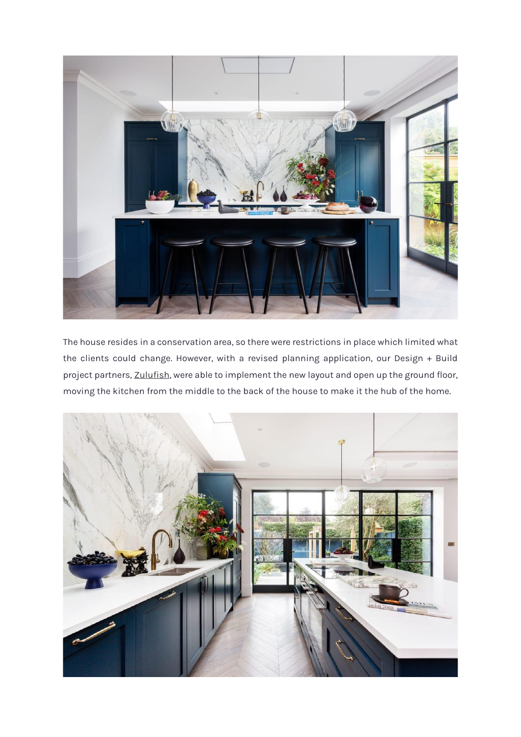The house resides in a conservation area, so there were restrictions in place which limited what the clients could change. However, with a revised planning application, our Design + Build project partners, Zulufish, were able to implement the new layout and open up the ground floor, moving the kitchen from the middle to the back of the house to make it the hub of the home.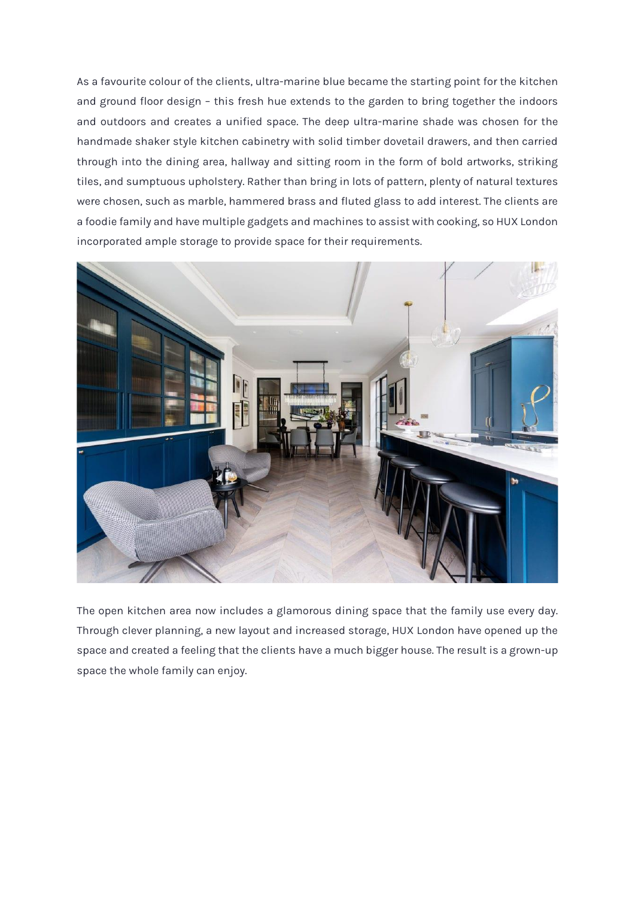As a favourite colour of the clients, ultra-marine blue became the starting point for the kitchen and ground floor design – this fresh hue extends to the garden to bring together the indoors and outdoors and creates a unified space. The deep ultra-marine shade was chosen for the handmade shaker style kitchen cabinetry with solid timber dovetail drawers, and then carried through into the dining area, hallway and sitting room in the form of bold artworks, striking tiles, and sumptuous upholstery. Rather than bring in lots of pattern, plenty of natural textures were chosen, such as marble, hammered brass and fluted glass to add interest. The clients are a foodie family and have multiple gadgets and machines to assist with cooking, so HUX London incorporated ample storage to provide space for their requirements.

The open kitchen area now includes a glamorous dining space that the family use every day. Through clever planning, a new layout and increased storage, HUX London have opened up the space and created a feeling that the clients have a much bigger house. The result is a grown-up space the whole family can enjoy.